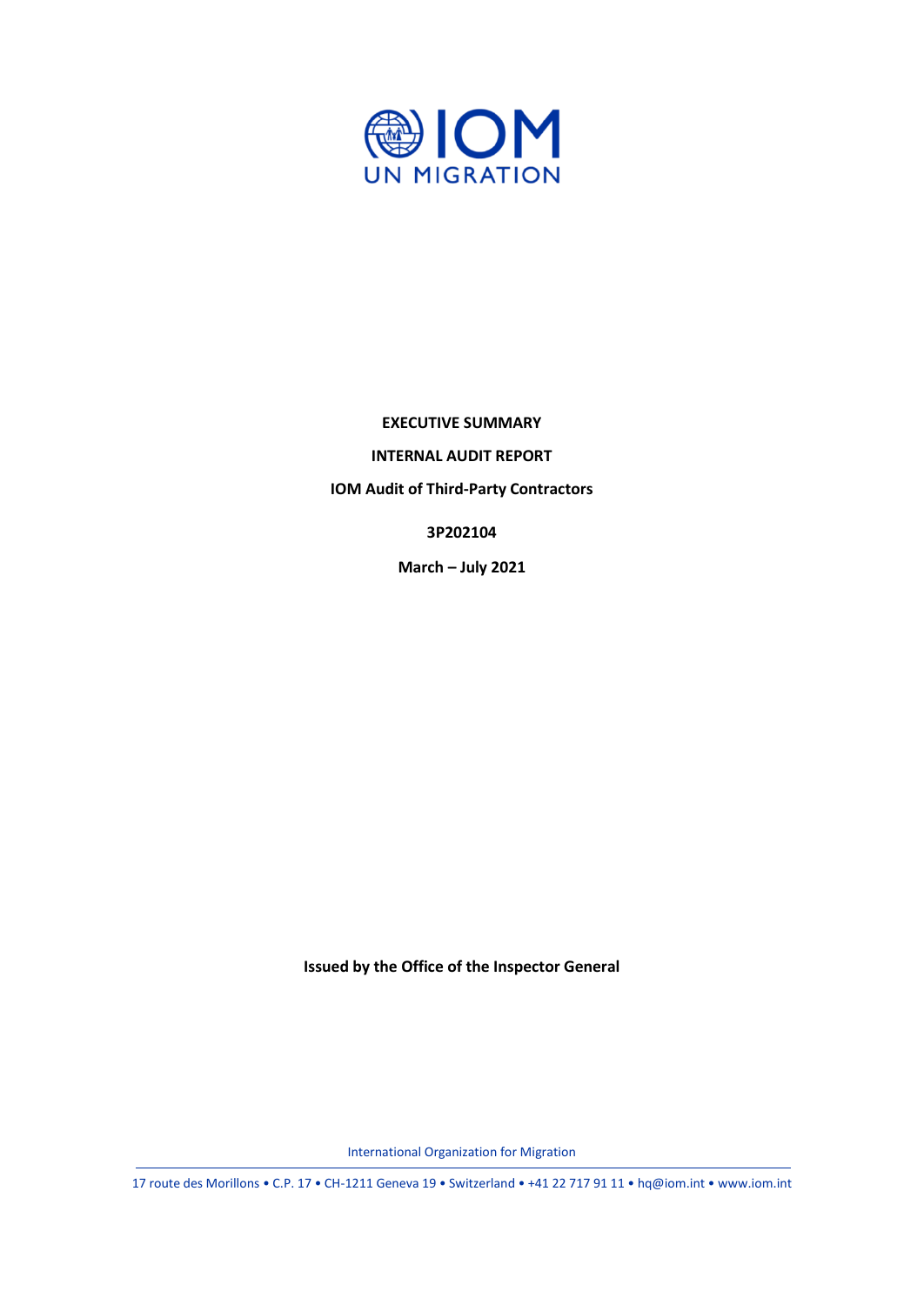**EXECUTIVE SUMMARY**

**INTERNAL AUDIT REPORT**

**IOM Audit of Third-Party Contractors**

**3P202104**

**March – July 2021**

**Issued by the Office of the Inspector General**

International Organization for Migration

17 route des Morillons • C.P. 17 • CH-1211 Geneva 19 • Switzerland • +41 22 717 91 11 • hq@iom.int • www.iom.int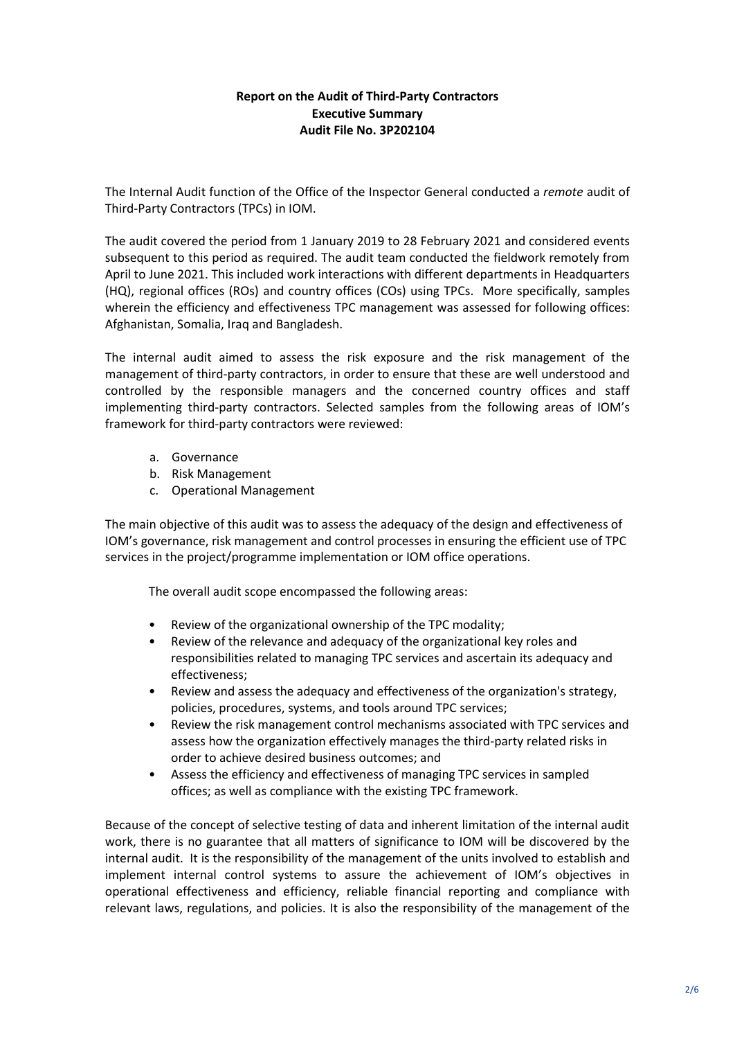**Report on the Audit of Third-Party Contractors**
**Executive Summary**
**Audit File No. 3P202104**

The Internal Audit function of the Office of the Inspector General conducted a *remote* audit of Third-Party Contractors (TPCs) in IOM.

The audit covered the period from 1 January 2019 to 28 February 2021 and considered events subsequent to this period as required. The audit team conducted the fieldwork remotely from April to June 2021. This included work interactions with different departments in Headquarters (HQ), regional offices (ROs) and country offices (COs) using TPCs. More specifically, samples wherein the efficiency and effectiveness TPC management was assessed for following offices: Afghanistan, Somalia, Iraq and Bangladesh.

The internal audit aimed to assess the risk exposure and the risk management of the management of third-party contractors, in order to ensure that these are well understood and controlled by the responsible managers and the concerned country offices and staff implementing third-party contractors. Selected samples from the following areas of IOM's framework for third-party contractors were reviewed:

a. Governance
b. Risk Management
c. Operational Management

The main objective of this audit was to assess the adequacy of the design and effectiveness of IOM's governance, risk management and control processes in ensuring the efficient use of TPC services in the project/programme implementation or IOM office operations.

The overall audit scope encompassed the following areas:

- Review of the organizational ownership of the TPC modality;
- Review of the relevance and adequacy of the organizational key roles and responsibilities related to managing TPC services and ascertain its adequacy and effectiveness;
- Review and assess the adequacy and effectiveness of the organization's strategy, policies, procedures, systems, and tools around TPC services;
- Review the risk management control mechanisms associated with TPC services and assess how the organization effectively manages the third-party related risks in order to achieve desired business outcomes; and
- Assess the efficiency and effectiveness of managing TPC services in sampled offices; as well as compliance with the existing TPC framework.

Because of the concept of selective testing of data and inherent limitation of the internal audit work, there is no guarantee that all matters of significance to IOM will be discovered by the internal audit. It is the responsibility of the management of the units involved to establish and implement internal control systems to assure the achievement of IOM's objectives in operational effectiveness and efficiency, reliable financial reporting and compliance with relevant laws, regulations, and policies. It is also the responsibility of the management of the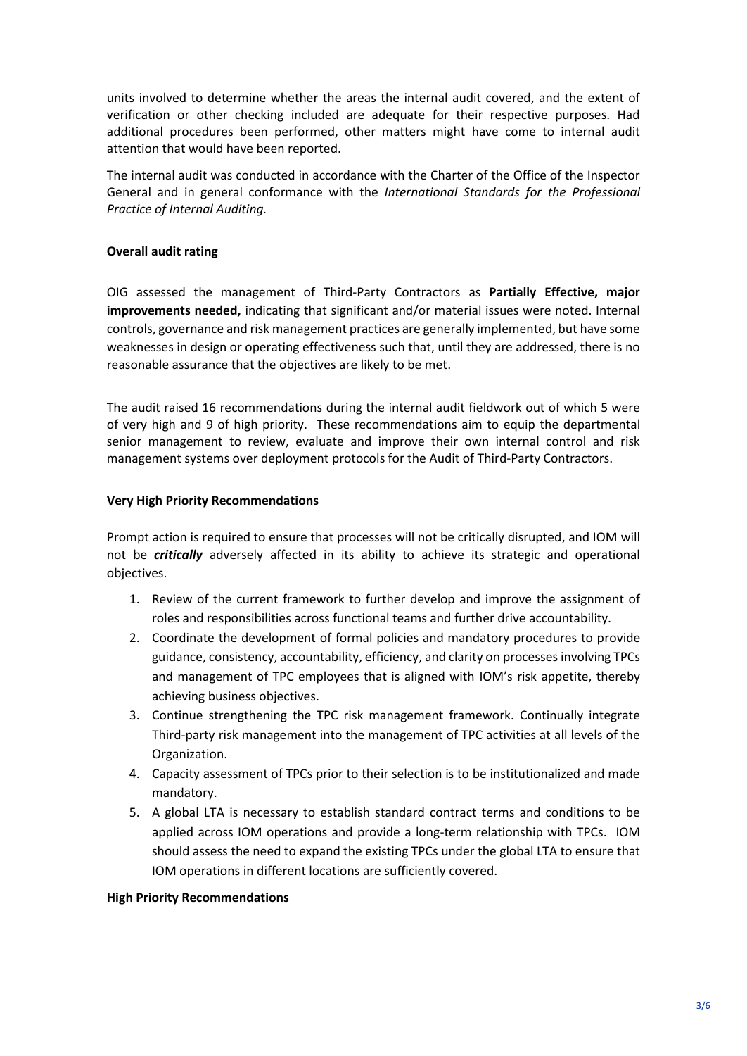units involved to determine whether the areas the internal audit covered, and the extent of verification or other checking included are adequate for their respective purposes. Had additional procedures been performed, other matters might have come to internal audit attention that would have been reported.

The internal audit was conducted in accordance with the Charter of the Office of the Inspector General and in general conformance with the *International Standards for the Professional Practice of Internal Auditing.*

**Overall audit rating**

OIG assessed the management of Third-Party Contractors as **Partially Effective, major improvements needed,** indicating that significant and/or material issues were noted. Internal controls, governance and risk management practices are generally implemented, but have some weaknesses in design or operating effectiveness such that, until they are addressed, there is no reasonable assurance that the objectives are likely to be met.

The audit raised 16 recommendations during the internal audit fieldwork out of which 5 were of very high and 9 of high priority. These recommendations aim to equip the departmental senior management to review, evaluate and improve their own internal control and risk management systems over deployment protocols for the Audit of Third-Party Contractors.

**Very High Priority Recommendations**

Prompt action is required to ensure that processes will not be critically disrupted, and IOM will not be ***critically*** adversely affected in its ability to achieve its strategic and operational objectives.

1. Review of the current framework to further develop and improve the assignment of roles and responsibilities across functional teams and further drive accountability.
2. Coordinate the development of formal policies and mandatory procedures to provide guidance, consistency, accountability, efficiency, and clarity on processes involving TPCs and management of TPC employees that is aligned with IOM's risk appetite, thereby achieving business objectives.
3. Continue strengthening the TPC risk management framework. Continually integrate Third-party risk management into the management of TPC activities at all levels of the Organization.
4. Capacity assessment of TPCs prior to their selection is to be institutionalized and made mandatory.
5. A global LTA is necessary to establish standard contract terms and conditions to be applied across IOM operations and provide a long-term relationship with TPCs. IOM should assess the need to expand the existing TPCs under the global LTA to ensure that IOM operations in different locations are sufficiently covered.

**High Priority Recommendations**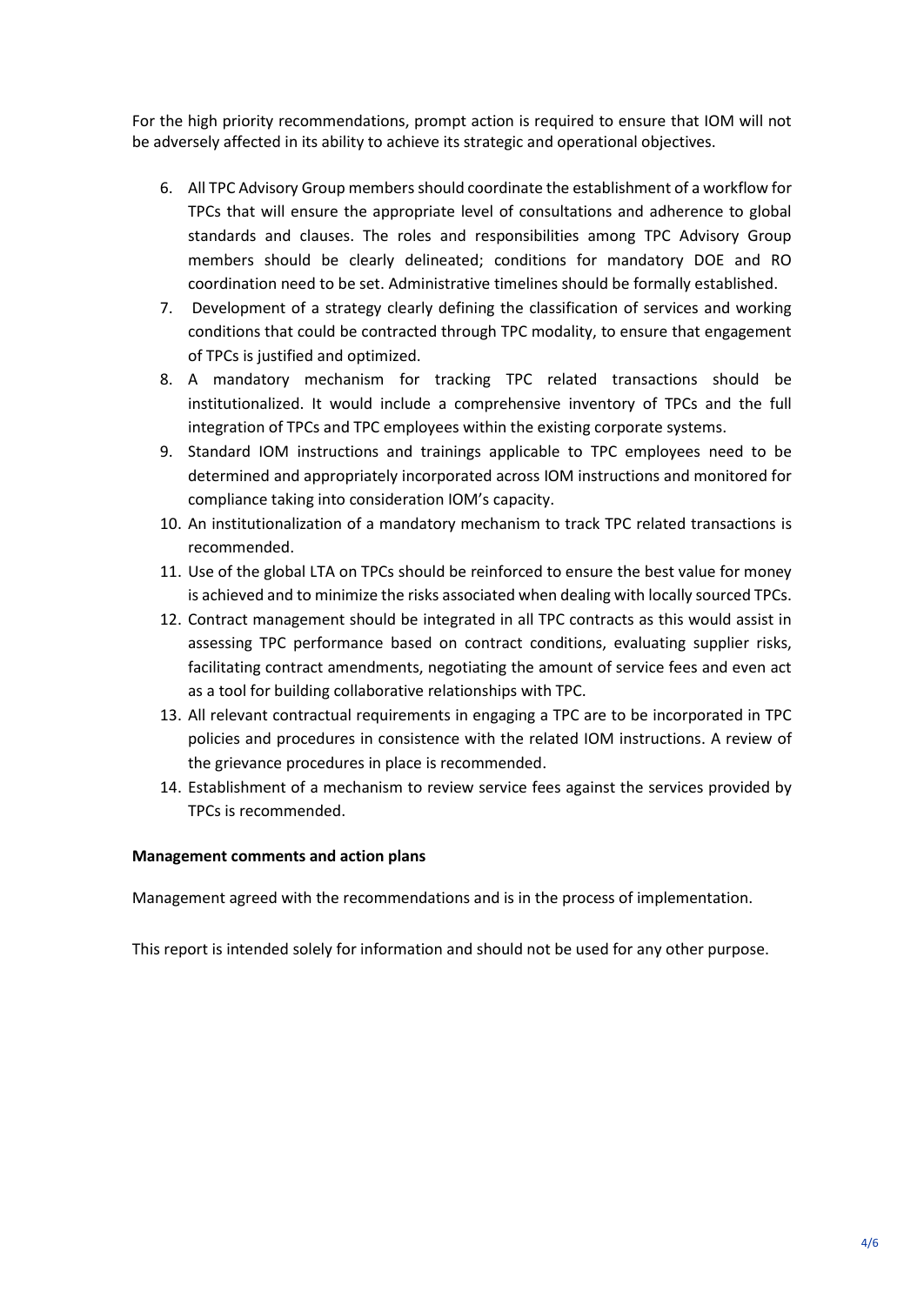For the high priority recommendations, prompt action is required to ensure that IOM will not be adversely affected in its ability to achieve its strategic and operational objectives.

6. All TPC Advisory Group members should coordinate the establishment of a workflow for TPCs that will ensure the appropriate level of consultations and adherence to global standards and clauses. The roles and responsibilities among TPC Advisory Group members should be clearly delineated; conditions for mandatory DOE and RO coordination need to be set. Administrative timelines should be formally established.
7. Development of a strategy clearly defining the classification of services and working conditions that could be contracted through TPC modality, to ensure that engagement of TPCs is justified and optimized.
8. A mandatory mechanism for tracking TPC related transactions should be institutionalized. It would include a comprehensive inventory of TPCs and the full integration of TPCs and TPC employees within the existing corporate systems.
9. Standard IOM instructions and trainings applicable to TPC employees need to be determined and appropriately incorporated across IOM instructions and monitored for compliance taking into consideration IOM's capacity.
10. An institutionalization of a mandatory mechanism to track TPC related transactions is recommended.
11. Use of the global LTA on TPCs should be reinforced to ensure the best value for money is achieved and to minimize the risks associated when dealing with locally sourced TPCs.
12. Contract management should be integrated in all TPC contracts as this would assist in assessing TPC performance based on contract conditions, evaluating supplier risks, facilitating contract amendments, negotiating the amount of service fees and even act as a tool for building collaborative relationships with TPC.
13. All relevant contractual requirements in engaging a TPC are to be incorporated in TPC policies and procedures in consistence with the related IOM instructions. A review of the grievance procedures in place is recommended.
14. Establishment of a mechanism to review service fees against the services provided by TPCs is recommended.

**Management comments and action plans**

Management agreed with the recommendations and is in the process of implementation.

This report is intended solely for information and should not be used for any other purpose.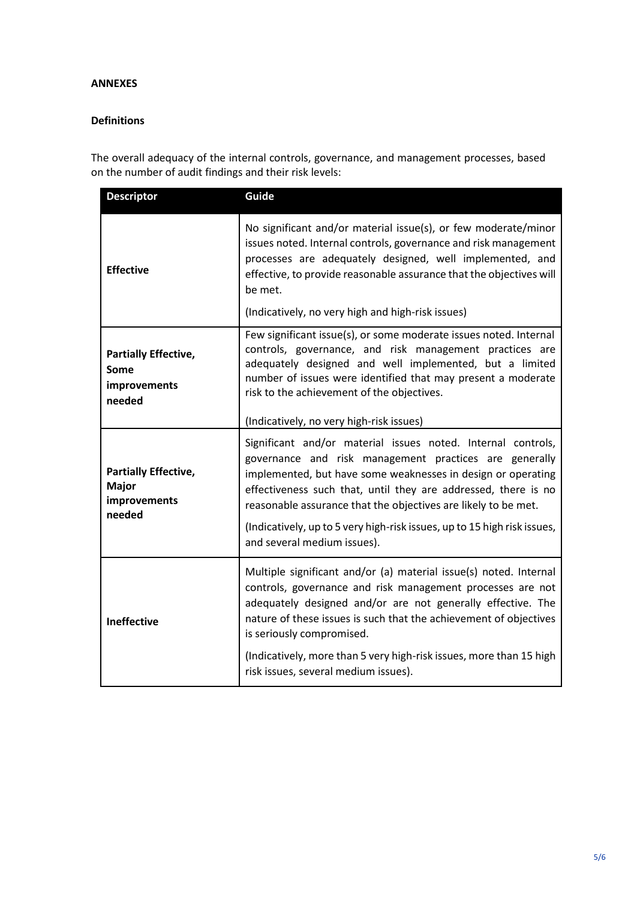**ANNEXES**

**Definitions**

The overall adequacy of the internal controls, governance, and management processes, based on the number of audit findings and their risk levels:

| Descriptor | Guide |
| --- | --- |
| **Effective** | No significant and/or material issue(s), or few moderate/minor issues noted. Internal controls, governance and risk management processes are adequately designed, well implemented, and effective, to provide reasonable assurance that the objectives will be met.<br><br>(Indicatively, no very high and high-risk issues) |
| **Partially Effective, Some improvements needed** | Few significant issue(s), or some moderate issues noted. Internal controls, governance, and risk management practices are adequately designed and well implemented, but a limited number of issues were identified that may present a moderate risk to the achievement of the objectives.<br><br>(Indicatively, no very high-risk issues) |
| **Partially Effective, Major improvements needed** | Significant and/or material issues noted. Internal controls, governance and risk management practices are generally implemented, but have some weaknesses in design or operating effectiveness such that, until they are addressed, there is no reasonable assurance that the objectives are likely to be met.<br><br>(Indicatively, up to 5 very high-risk issues, up to 15 high risk issues, and several medium issues). |
| **Ineffective** | Multiple significant and/or (a) material issue(s) noted. Internal controls, governance and risk management processes are not adequately designed and/or are not generally effective. The nature of these issues is such that the achievement of objectives is seriously compromised.<br><br>(Indicatively, more than 5 very high-risk issues, more than 15 high risk issues, several medium issues). |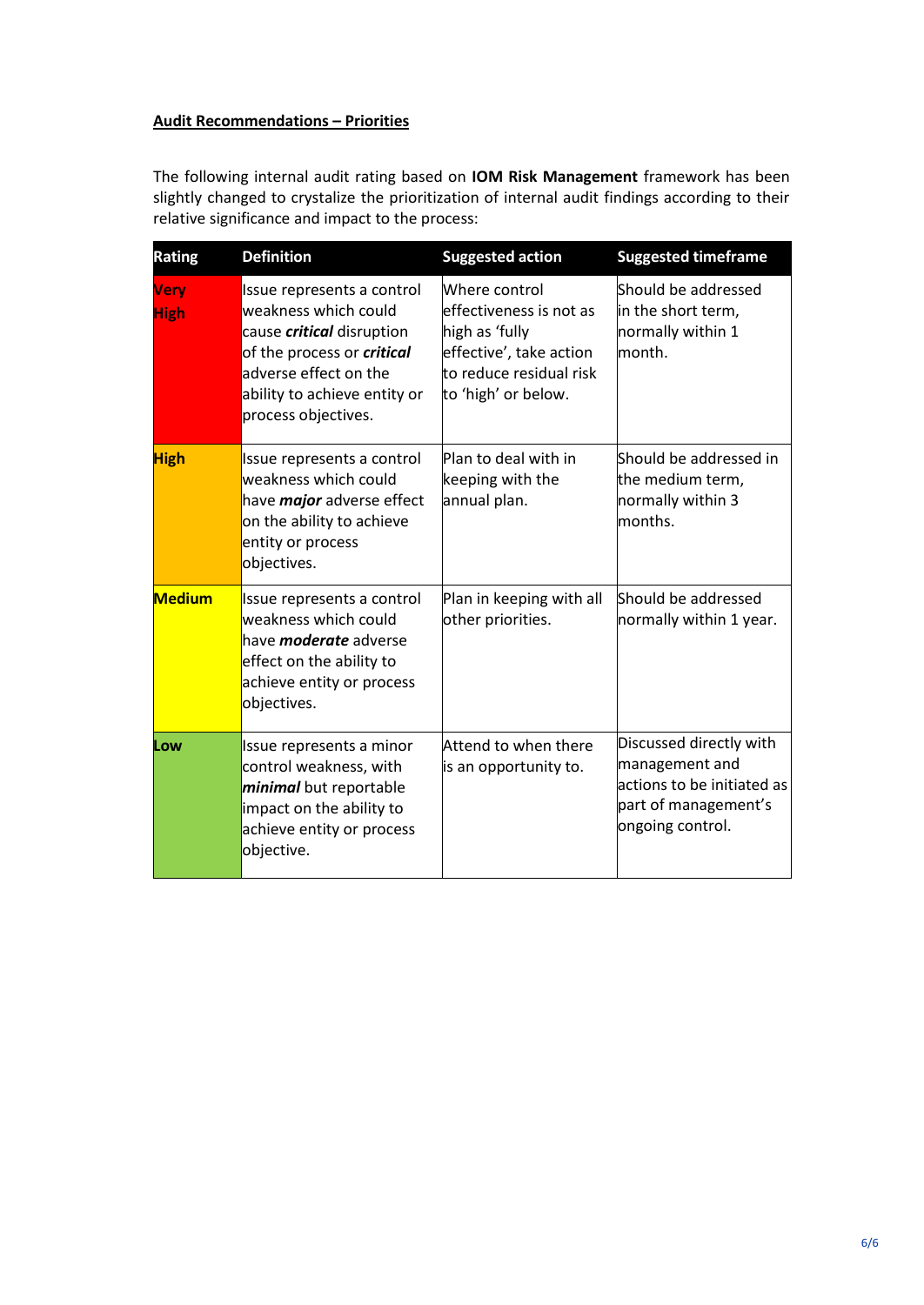**<u>Audit Recommendations – Priorities</u>**

The following internal audit rating based on **IOM Risk Management** framework has been slightly changed to crystalize the prioritization of internal audit findings according to their relative significance and impact to the process:

| Rating | Definition | Suggested action | Suggested timeframe |
|---|---|---|---|
| **Very High** | Issue represents a control weakness which could cause ***critical*** disruption of the process or ***critical*** adverse effect on the ability to achieve entity or process objectives. | Where control effectiveness is not as high as 'fully effective', take action to reduce residual risk to 'high' or below. | Should be addressed in the short term, normally within 1 month. |
| **High** | Issue represents a control weakness which could have ***major*** adverse effect on the ability to achieve entity or process objectives. | Plan to deal with in keeping with the annual plan. | Should be addressed in the medium term, normally within 3 months. |
| **Medium** | Issue represents a control weakness which could have ***moderate*** adverse effect on the ability to achieve entity or process objectives. | Plan in keeping with all other priorities. | Should be addressed normally within 1 year. |
| **Low** | Issue represents a minor control weakness, with ***minimal*** but reportable impact on the ability to achieve entity or process objective. | Attend to when there is an opportunity to. | Discussed directly with management and actions to be initiated as part of management's ongoing control. |